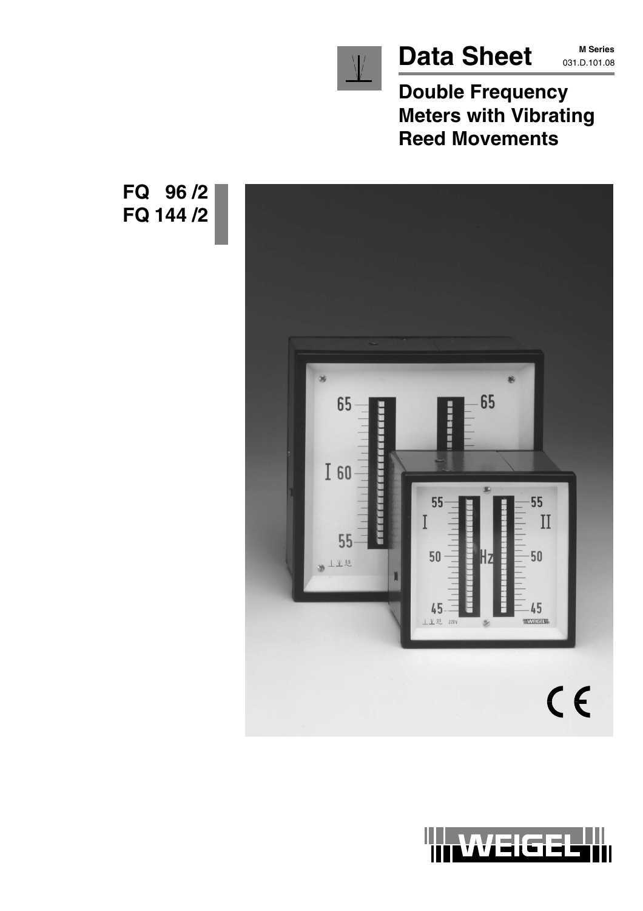# Data Sheet

M Series
031.D.101.08

## Double Frequency Meters with Vibrating Reed Movements

**FQ 96 /2**
**FQ 144 /2**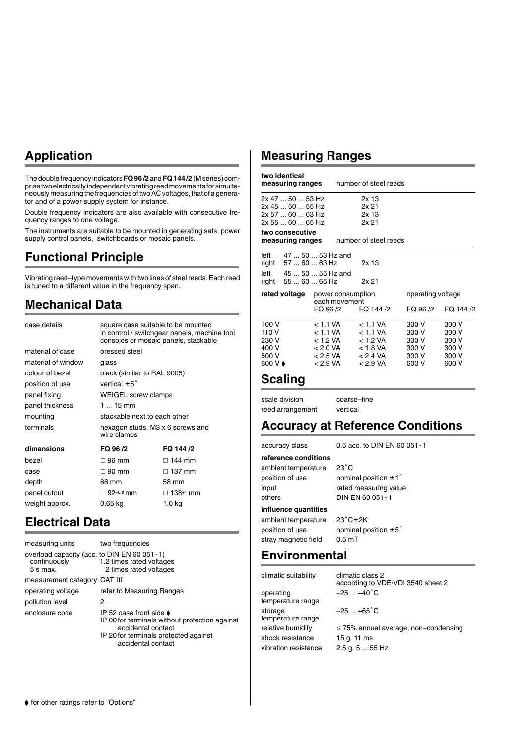## Application

The double frequency indicators **FQ 96 /2** and **FQ 144 /2** (M series) comprise two electrically independant vibrating reed movements for simultaneously measuring the frequencies of two AC voltages, that of a generator and of a power supply system for instance.

Double frequency indicators are also available with consecutive frequency ranges to one voltage.

The instruments are suitable to be mounted in generating sets, power supply control panels, switchboards or mosaic panels.

## Functional Principle

Vibrating reed–type movements with two lines of steel reeds. Each reed is tuned to a different value in the frequency span.

## Mechanical Data

| | |
|---|---|
| case details | square case suitable to be mounted in control / switchgear panels, machine tool consoles or mosaic panels, stackable |
| material of case | pressed steel |
| material of window | glass |
| colour of bezel | black (similar to RAL 9005) |
| position of use | vertical ±5˚ |
| panel fixing | WEIGEL screw clamps |
| panel thickness | 1 ... 15 mm |
| mounting | stackable next to each other |
| terminals | hexagon studs, M3 x 6 screws and wire clamps |

| **dimensions** | **FQ 96 /2** | **FQ 144 /2** |
|---|---|---|
| bezel | □ 96 mm | □ 144 mm |
| case | □ 90 mm | □ 137 mm |
| depth | 66 mm | 58 mm |
| panel cutout | □ $92^{+0.8}$ mm | □ $138^{+1}$ mm |
| weight approx. | 0.65 kg | 1.0 kg |

## Electrical Data

| | |
|---|---|
| measuring units | two frequencies |
| overload capacity (acc. to DIN EN 60 051 - 1) | |
| continuously | 1.2 times rated voltages |
| 5 s max. | 2 times rated voltages |
| measurement category | CAT III |
| operating voltage | refer to Measuring Ranges |
| pollution level | 2 |
| enclosure code | IP 52 case front side ➧<br>IP 00 for terminals without protection against accidental contact<br>IP 20 for terminals protected against accidental contact |

## Measuring Ranges

| **two identical measuring ranges** | **number of steel reeds** |
|---|---|
| 2x 47 ... 50 ... 53 Hz | 2x 13 |
| 2x 45 ... 50 ... 55 Hz | 2x 21 |
| 2x 57 ... 60 ... 63 Hz | 2x 13 |
| 2x 55 ... 60 ... 65 Hz | 2x 21 |

| **two consecutive measuring ranges** | **number of steel reeds** |
|---|---|
| left 47 ... 50 ... 53 Hz and<br>right 57 ... 60 ... 63 Hz | 2x 13 |
| left 45 ... 50 ... 55 Hz and<br>right 55 ... 60 ... 65 Hz | 2x 21 |

| **rated voltage** | power consumption each movement | | operating voltage | |
|---|---|---|---|---|
| | FQ 96 /2 | FQ 144 /2 | FQ 96 /2 | FQ 144 /2 |
| 100 V | < 1.1 VA | < 1.1 VA | 300 V | 300 V |
| 110 V | < 1.1 VA | < 1.1 VA | 300 V | 300 V |
| 230 V | < 1.2 VA | < 1.2 VA | 300 V | 300 V |
| 400 V | < 2.0 VA | < 1.8 VA | 300 V | 300 V |
| 500 V | < 2.5 VA | < 2.4 VA | 300 V | 300 V |
| 600 V ➧ | < 2.9 VA | < 2.9 VA | 600 V | 600 V |

## Scaling

| | |
|---|---|
| scale division | coarse–fine |
| reed arrangement | vertical |

## Accuracy at Reference Conditions

| | |
|---|---|
| accuracy class | 0.5 acc. to DIN EN 60 051 - 1 |
| **reference conditions** | |
| ambient temperature | 23˚C |
| position of use | nominal position ±1˚ |
| input | rated measuring value |
| others | DIN EN 60 051 - 1 |
| **influence quantities** | |
| ambient temperature | 23˚C±2K |
| position of use | nominal position ±5˚ |
| stray magnetic field | 0.5 mT |

## Environmental

| | |
|---|---|
| climatic suitability | climatic class 2 according to VDE/VDI 3540 sheet 2 |
| operating temperature range | –25 ... +40˚C |
| storage temperature range | –25 ... +65˚C |
| relative humidity | ≤ 75% annual average, non–condensing |
| shock resistance | 15 g, 11 ms |
| vibration resistance | 2.5 g, 5 ... 55 Hz |

➧ for other ratings refer to "Options"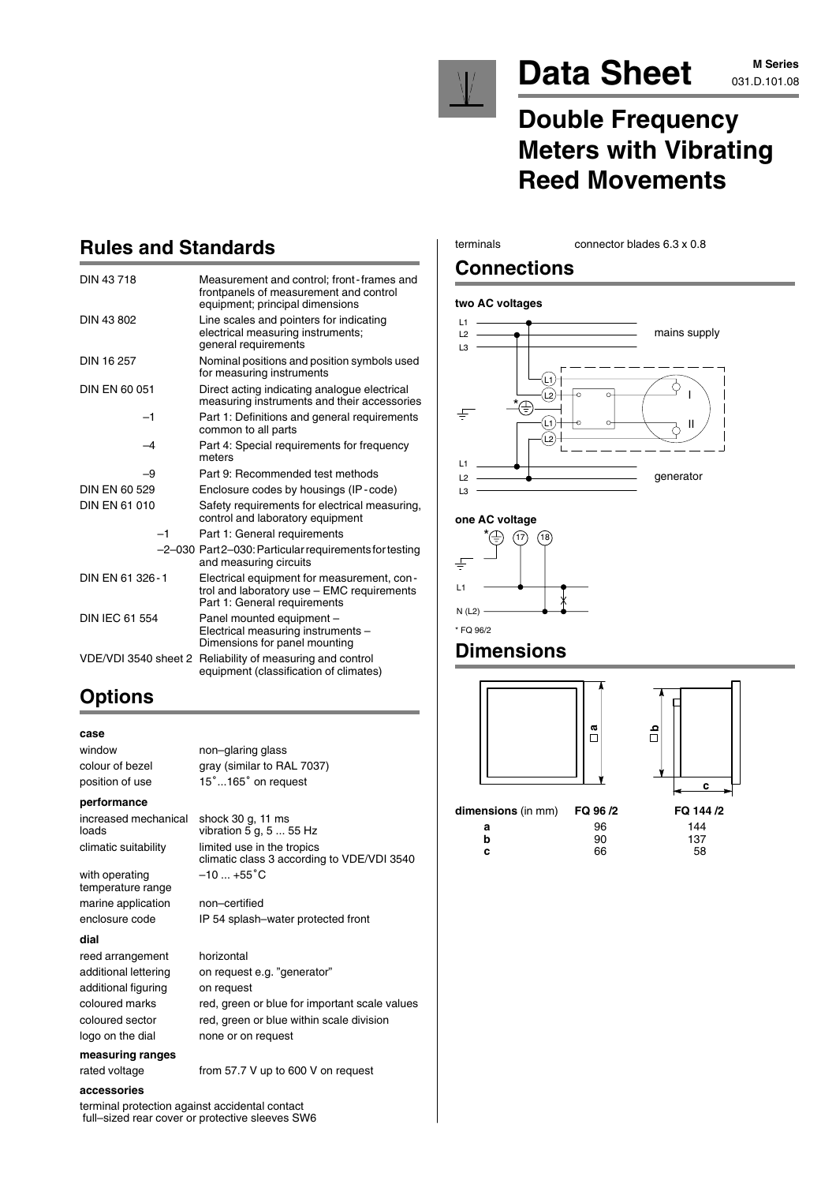# Data Sheet

**M Series**
031.D.101.08

# Double Frequency Meters with Vibrating Reed Movements

## Rules and Standards

| | |
|---|---|
| DIN 43 718 | Measurement and control; front-frames and frontpanels of measurement and control equipment; principal dimensions |
| DIN 43 802 | Line scales and pointers for indicating electrical measuring instruments; general requirements |
| DIN 16 257 | Nominal positions and position symbols used for measuring instruments |
| DIN EN 60 051 | Direct acting indicating analogue electrical measuring instruments and their accessories |
| –1 | Part 1: Definitions and general requirements common to all parts |
| –4 | Part 4: Special requirements for frequency meters |
| –9 | Part 9: Recommended test methods |
| DIN EN 60 529 | Enclosure codes by housings (IP-code) |
| DIN EN 61 010 | Safety requirements for electrical measuring, control and laboratory equipment |
| –1 | Part 1: General requirements |
| –2–030 | Part 2–030: Particular requirements for testing and measuring circuits |
| DIN EN 61 326-1 | Electrical equipment for measurement, control and laboratory use – EMC requirements Part 1: General requirements |
| DIN IEC 61 554 | Panel mounted equipment – Electrical measuring instruments – Dimensions for panel mounting |
| VDE/VDI 3540 sheet 2 | Reliability of measuring and control equipment (classification of climates) |

## Options

**case**

| | |
|---|---|
| window | non–glaring glass |
| colour of bezel | gray (similar to RAL 7037) |
| position of use | 15°...165° on request |

**performance**

| | |
|---|---|
| increased mechanical loads | shock 30 g, 11 ms vibration 5 g, 5 ... 55 Hz |
| climatic suitability | limited use in the tropics climatic class 3 according to VDE/VDI 3540 |
| with operating temperature range | –10 ... +55°C |
| marine application | non–certified |
| enclosure code | IP 54 splash–water protected front |

**dial**

| | |
|---|---|
| reed arrangement | horizontal |
| additional lettering | on request e.g. "generator" |
| additional figuring | on request |
| coloured marks | red, green or blue for important scale values |
| coloured sector | red, green or blue within scale division |
| logo on the dial | none or on request |

**measuring ranges**

| | |
|---|---|
| rated voltage | from 57.7 V up to 600 V on request |

**accessories**

terminal protection against accidental contact
full–sized rear cover or protective sleeves SW6

terminals connector blades 6.3 x 0.8

## Connections

**two AC voltages**

L1 / L2 / L3 — mains supply — L1, L2 — I
L1 / L2 / L3 — generator — L1, L2 — II

**one AC voltage**

* — 17 — 18
L1
N (L2)

* FQ 96/2

## Dimensions

| dimensions (in mm) | FQ 96 /2 | FQ 144 /2 |
|---|---|---|
| a | 96 | 144 |
| b | 90 | 137 |
| c | 66 | 58 |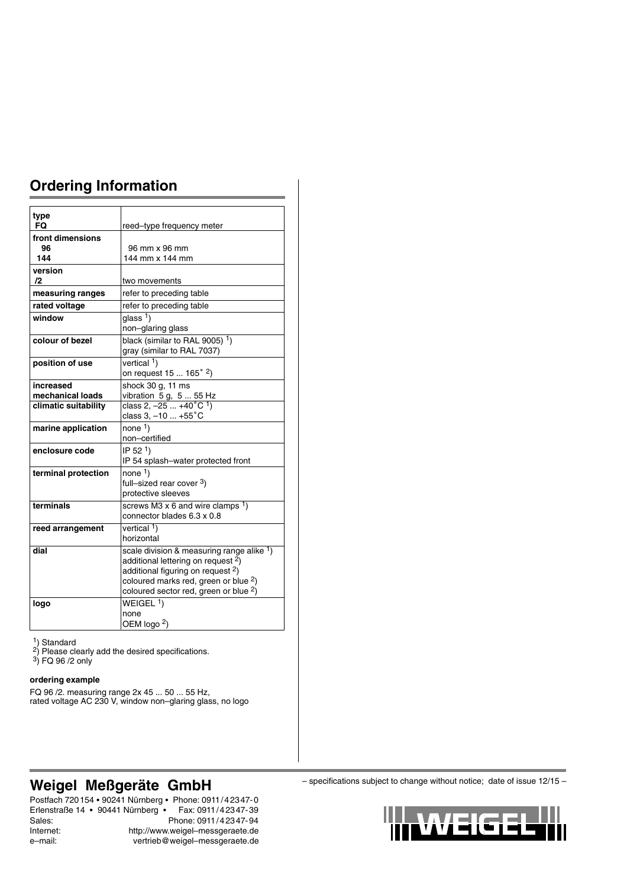## Ordering Information

| | |
|---|---|
| **type**<br>**FQ** | <br>reed–type frequency meter |
| **front dimensions**<br>**96**<br>**144** | <br>96 mm x 96 mm<br>144 mm x 144 mm |
| **version**<br>**/2** | <br>two movements |
| **measuring ranges** | refer to preceding table |
| **rated voltage** | refer to preceding table |
| **window** | glass [1])<br>non–glaring glass |
| **colour of bezel** | black (similar to RAL 9005) [1])<br>gray (similar to RAL 7037) |
| **position of use** | vertical [1])<br>on request 15 ... 165° [2]) |
| **increased mechanical loads** | shock 30 g, 11 ms<br>vibration 5 g, 5 ... 55 Hz |
| **climatic suitability** | class 2, –25 ... +40°C [1])<br>class 3, –10 ... +55°C |
| **marine application** | none [1])<br>non–certified |
| **enclosure code** | IP 52 [1])<br>IP 54 splash–water protected front |
| **terminal protection** | none [1])<br>full–sized rear cover [3])<br>protective sleeves |
| **terminals** | screws M3 x 6 and wire clamps [1])<br>connector blades 6.3 x 0.8 |
| **reed arrangement** | vertical [1])<br>horizontal |
| **dial** | scale division & measuring range alike [1])<br>additional lettering on request [2])<br>additional figuring on request [2])<br>coloured marks red, green or blue [2])<br>coloured sector red, green or blue [2]) |
| **logo** | WEIGEL [1])<br>none<br>OEM logo [2]) |

[1]) Standard
[2]) Please clearly add the desired specifications.
[3]) FQ 96 /2 only

**ordering example**

FQ 96 /2. measuring range 2x 45 ... 50 ... 55 Hz,
rated voltage AC 230 V, window non–glaring glass, no logo

## Weigel Meßgeräte GmbH

Postfach 720 154 • 90241 Nürnberg • Phone: 0911 / 42347- 0
Erlenstraße 14 • 90441 Nürnberg • Fax: 0911 / 42347- 39
Sales: Phone: 0911 / 42347- 94
Internet: http://www.weigel–messgeraete.de
e–mail: vertrieb@weigel–messgeraete.de

– specifications subject to change without notice; date of issue 12/15 –

WEIGEL